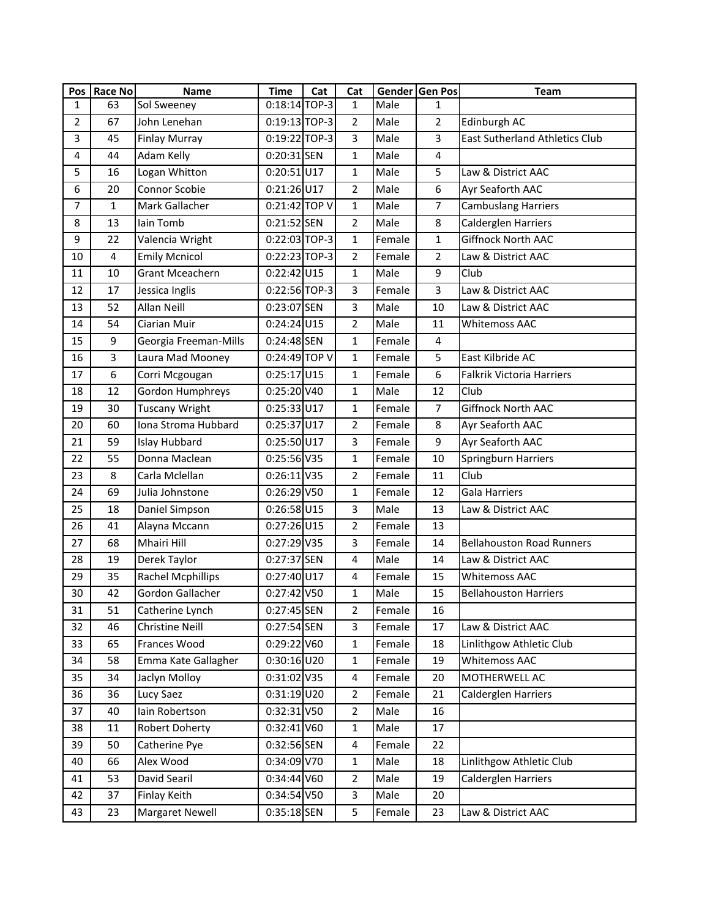| Pos | Race No | Name | Time | Cat | Cat | Gender | Gen Pos | Team |
|---|---|---|---|---|---|---|---|---|
| 1 | 63 | Sol Sweeney | 0:18:14 | TOP-3 | 1 | Male | 1 | |
| 2 | 67 | John Lenehan | 0:19:13 | TOP-3 | 2 | Male | 2 | Edinburgh AC |
| 3 | 45 | Finlay Murray | 0:19:22 | TOP-3 | 3 | Male | 3 | East Sutherland Athletics Club |
| 4 | 44 | Adam Kelly | 0:20:31 | SEN | 1 | Male | 4 | |
| 5 | 16 | Logan Whitton | 0:20:51 | U17 | 1 | Male | 5 | Law & District AAC |
| 6 | 20 | Connor Scobie | 0:21:26 | U17 | 2 | Male | 6 | Ayr Seaforth AAC |
| 7 | 1 | Mark Gallacher | 0:21:42 | TOP V | 1 | Male | 7 | Cambuslang Harriers |
| 8 | 13 | Iain Tomb | 0:21:52 | SEN | 2 | Male | 8 | Calderglen Harriers |
| 9 | 22 | Valencia Wright | 0:22:03 | TOP-3 | 1 | Female | 1 | Giffnock North AAC |
| 10 | 4 | Emily Mcnicol | 0:22:23 | TOP-3 | 2 | Female | 2 | Law & District AAC |
| 11 | 10 | Grant Mceachern | 0:22:42 | U15 | 1 | Male | 9 | Club |
| 12 | 17 | Jessica Inglis | 0:22:56 | TOP-3 | 3 | Female | 3 | Law & District AAC |
| 13 | 52 | Allan Neill | 0:23:07 | SEN | 3 | Male | 10 | Law & District AAC |
| 14 | 54 | Ciarian Muir | 0:24:24 | U15 | 2 | Male | 11 | Whitemoss AAC |
| 15 | 9 | Georgia Freeman-Mills | 0:24:48 | SEN | 1 | Female | 4 | |
| 16 | 3 | Laura Mad Mooney | 0:24:49 | TOP V | 1 | Female | 5 | East Kilbride AC |
| 17 | 6 | Corri Mcgougan | 0:25:17 | U15 | 1 | Female | 6 | Falkrik Victoria Harriers |
| 18 | 12 | Gordon Humphreys | 0:25:20 | V40 | 1 | Male | 12 | Club |
| 19 | 30 | Tuscany Wright | 0:25:33 | U17 | 1 | Female | 7 | Giffnock North AAC |
| 20 | 60 | Iona Stroma Hubbard | 0:25:37 | U17 | 2 | Female | 8 | Ayr Seaforth AAC |
| 21 | 59 | Islay Hubbard | 0:25:50 | U17 | 3 | Female | 9 | Ayr Seaforth AAC |
| 22 | 55 | Donna Maclean | 0:25:56 | V35 | 1 | Female | 10 | Springburn Harriers |
| 23 | 8 | Carla Mclellan | 0:26:11 | V35 | 2 | Female | 11 | Club |
| 24 | 69 | Julia Johnstone | 0:26:29 | V50 | 1 | Female | 12 | Gala Harriers |
| 25 | 18 | Daniel Simpson | 0:26:58 | U15 | 3 | Male | 13 | Law & District AAC |
| 26 | 41 | Alayna Mccann | 0:27:26 | U15 | 2 | Female | 13 | |
| 27 | 68 | Mhairi Hill | 0:27:29 | V35 | 3 | Female | 14 | Bellahouston Road Runners |
| 28 | 19 | Derek Taylor | 0:27:37 | SEN | 4 | Male | 14 | Law & District AAC |
| 29 | 35 | Rachel Mcphillips | 0:27:40 | U17 | 4 | Female | 15 | Whitemoss AAC |
| 30 | 42 | Gordon Gallacher | 0:27:42 | V50 | 1 | Male | 15 | Bellahouston Harriers |
| 31 | 51 | Catherine Lynch | 0:27:45 | SEN | 2 | Female | 16 | |
| 32 | 46 | Christine Neill | 0:27:54 | SEN | 3 | Female | 17 | Law & District AAC |
| 33 | 65 | Frances Wood | 0:29:22 | V60 | 1 | Female | 18 | Linlithgow Athletic Club |
| 34 | 58 | Emma Kate Gallagher | 0:30:16 | U20 | 1 | Female | 19 | Whitemoss AAC |
| 35 | 34 | Jaclyn Molloy | 0:31:02 | V35 | 4 | Female | 20 | MOTHERWELL AC |
| 36 | 36 | Lucy Saez | 0:31:19 | U20 | 2 | Female | 21 | Calderglen Harriers |
| 37 | 40 | Iain Robertson | 0:32:31 | V50 | 2 | Male | 16 | |
| 38 | 11 | Robert Doherty | 0:32:41 | V60 | 1 | Male | 17 | |
| 39 | 50 | Catherine Pye | 0:32:56 | SEN | 4 | Female | 22 | |
| 40 | 66 | Alex Wood | 0:34:09 | V70 | 1 | Male | 18 | Linlithgow Athletic Club |
| 41 | 53 | David Searil | 0:34:44 | V60 | 2 | Male | 19 | Calderglen Harriers |
| 42 | 37 | Finlay Keith | 0:34:54 | V50 | 3 | Male | 20 | |
| 43 | 23 | Margaret Newell | 0:35:18 | SEN | 5 | Female | 23 | Law & District AAC |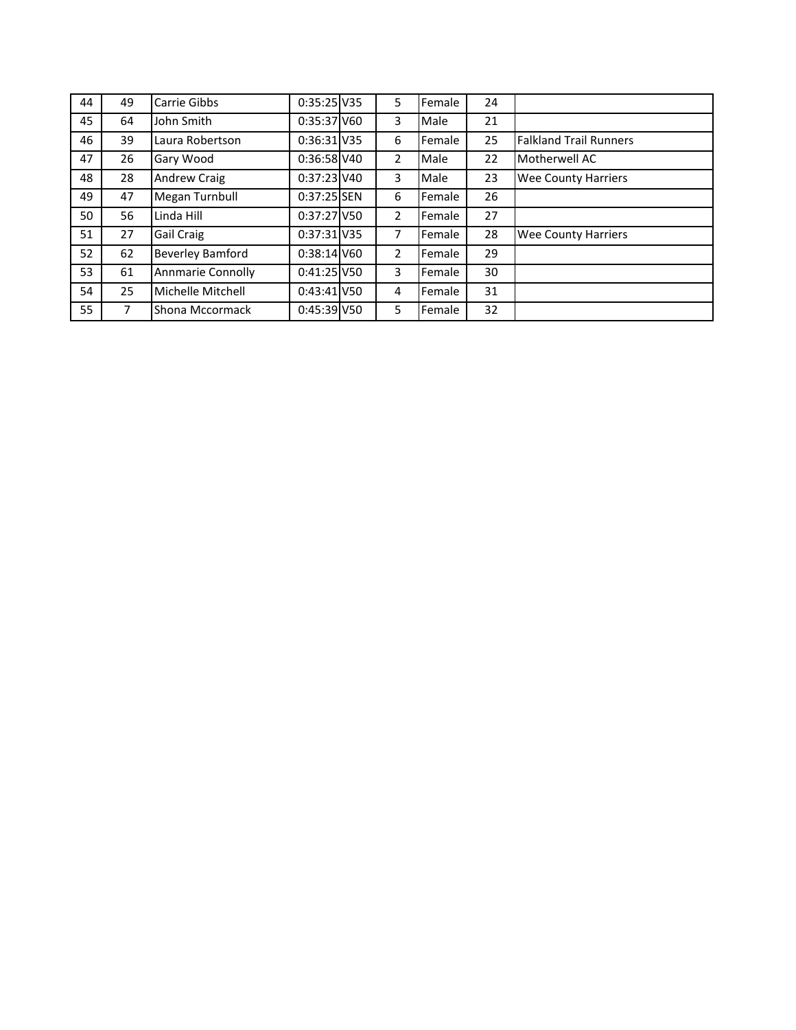| | | | | | | | | |
|---|---|---|---|---|---|---|---|---|
| 44 | 49 | Carrie Gibbs | 0:35:25 | V35 | 5 | Female | 24 | |
| 45 | 64 | John Smith | 0:35:37 | V60 | 3 | Male | 21 | |
| 46 | 39 | Laura Robertson | 0:36:31 | V35 | 6 | Female | 25 | Falkland Trail Runners |
| 47 | 26 | Gary Wood | 0:36:58 | V40 | 2 | Male | 22 | Motherwell AC |
| 48 | 28 | Andrew Craig | 0:37:23 | V40 | 3 | Male | 23 | Wee County Harriers |
| 49 | 47 | Megan Turnbull | 0:37:25 | SEN | 6 | Female | 26 | |
| 50 | 56 | Linda Hill | 0:37:27 | V50 | 2 | Female | 27 | |
| 51 | 27 | Gail Craig | 0:37:31 | V35 | 7 | Female | 28 | Wee County Harriers |
| 52 | 62 | Beverley Bamford | 0:38:14 | V60 | 2 | Female | 29 | |
| 53 | 61 | Annmarie Connolly | 0:41:25 | V50 | 3 | Female | 30 | |
| 54 | 25 | Michelle Mitchell | 0:43:41 | V50 | 4 | Female | 31 | |
| 55 | 7 | Shona Mccormack | 0:45:39 | V50 | 5 | Female | 32 | |